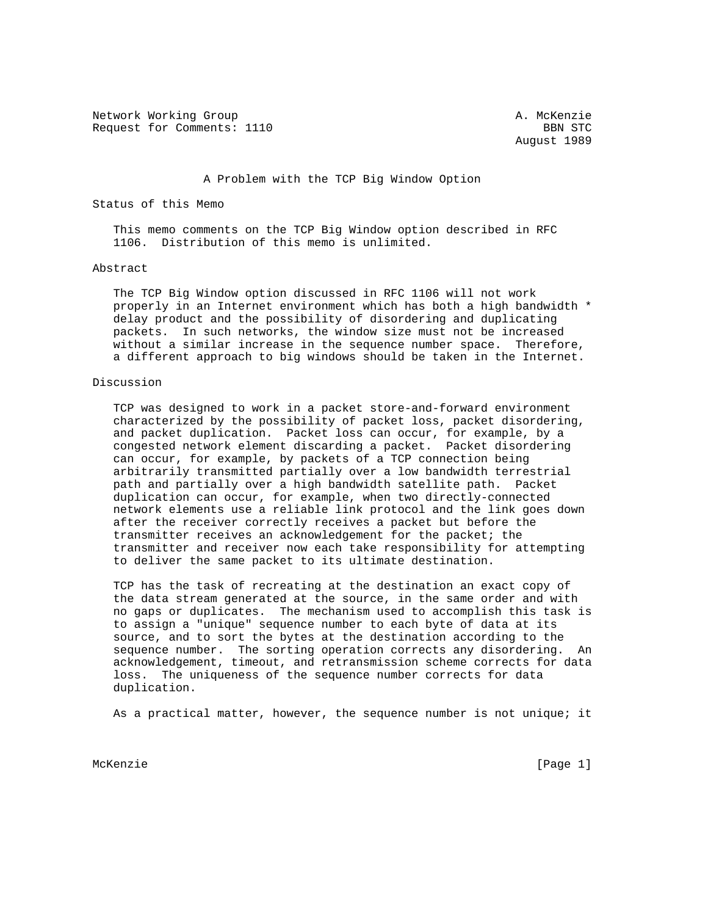Network Working Group A. McKenzie
Request for Comments: 1110 BBN STC
August 1989

# A Problem with the TCP Big Window Option

## Status of this Memo

This memo comments on the TCP Big Window option described in RFC 1106. Distribution of this memo is unlimited.

## Abstract

The TCP Big Window option discussed in RFC 1106 will not work properly in an Internet environment which has both a high bandwidth * delay product and the possibility of disordering and duplicating packets. In such networks, the window size must not be increased without a similar increase in the sequence number space. Therefore, a different approach to big windows should be taken in the Internet.

## Discussion

TCP was designed to work in a packet store-and-forward environment characterized by the possibility of packet loss, packet disordering, and packet duplication. Packet loss can occur, for example, by a congested network element discarding a packet. Packet disordering can occur, for example, by packets of a TCP connection being arbitrarily transmitted partially over a low bandwidth terrestrial path and partially over a high bandwidth satellite path. Packet duplication can occur, for example, when two directly-connected network elements use a reliable link protocol and the link goes down after the receiver correctly receives a packet but before the transmitter receives an acknowledgement for the packet; the transmitter and receiver now each take responsibility for attempting to deliver the same packet to its ultimate destination.

TCP has the task of recreating at the destination an exact copy of the data stream generated at the source, in the same order and with no gaps or duplicates. The mechanism used to accomplish this task is to assign a "unique" sequence number to each byte of data at its source, and to sort the bytes at the destination according to the sequence number. The sorting operation corrects any disordering. An acknowledgement, timeout, and retransmission scheme corrects for data loss. The uniqueness of the sequence number corrects for data duplication.

As a practical matter, however, the sequence number is not unique; it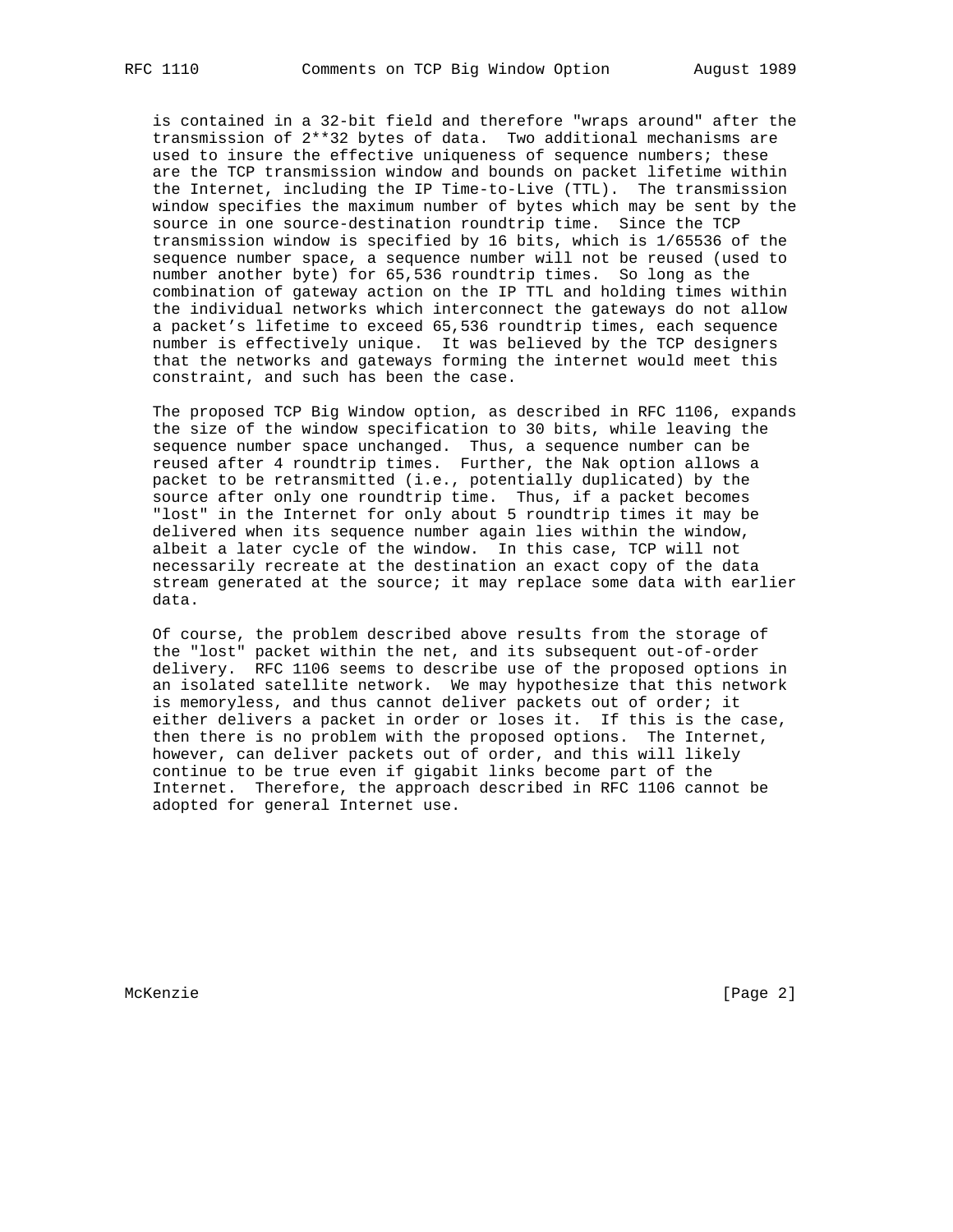is contained in a 32-bit field and therefore "wraps around" after the transmission of 2**32 bytes of data. Two additional mechanisms are used to insure the effective uniqueness of sequence numbers; these are the TCP transmission window and bounds on packet lifetime within the Internet, including the IP Time-to-Live (TTL). The transmission window specifies the maximum number of bytes which may be sent by the source in one source-destination roundtrip time. Since the TCP transmission window is specified by 16 bits, which is 1/65536 of the sequence number space, a sequence number will not be reused (used to number another byte) for 65,536 roundtrip times. So long as the combination of gateway action on the IP TTL and holding times within the individual networks which interconnect the gateways do not allow a packet's lifetime to exceed 65,536 roundtrip times, each sequence number is effectively unique. It was believed by the TCP designers that the networks and gateways forming the internet would meet this constraint, and such has been the case.

The proposed TCP Big Window option, as described in RFC 1106, expands the size of the window specification to 30 bits, while leaving the sequence number space unchanged. Thus, a sequence number can be reused after 4 roundtrip times. Further, the Nak option allows a packet to be retransmitted (i.e., potentially duplicated) by the source after only one roundtrip time. Thus, if a packet becomes "lost" in the Internet for only about 5 roundtrip times it may be delivered when its sequence number again lies within the window, albeit a later cycle of the window. In this case, TCP will not necessarily recreate at the destination an exact copy of the data stream generated at the source; it may replace some data with earlier data.

Of course, the problem described above results from the storage of the "lost" packet within the net, and its subsequent out-of-order delivery. RFC 1106 seems to describe use of the proposed options in an isolated satellite network. We may hypothesize that this network is memoryless, and thus cannot deliver packets out of order; it either delivers a packet in order or loses it. If this is the case, then there is no problem with the proposed options. The Internet, however, can deliver packets out of order, and this will likely continue to be true even if gigabit links become part of the Internet. Therefore, the approach described in RFC 1106 cannot be adopted for general Internet use.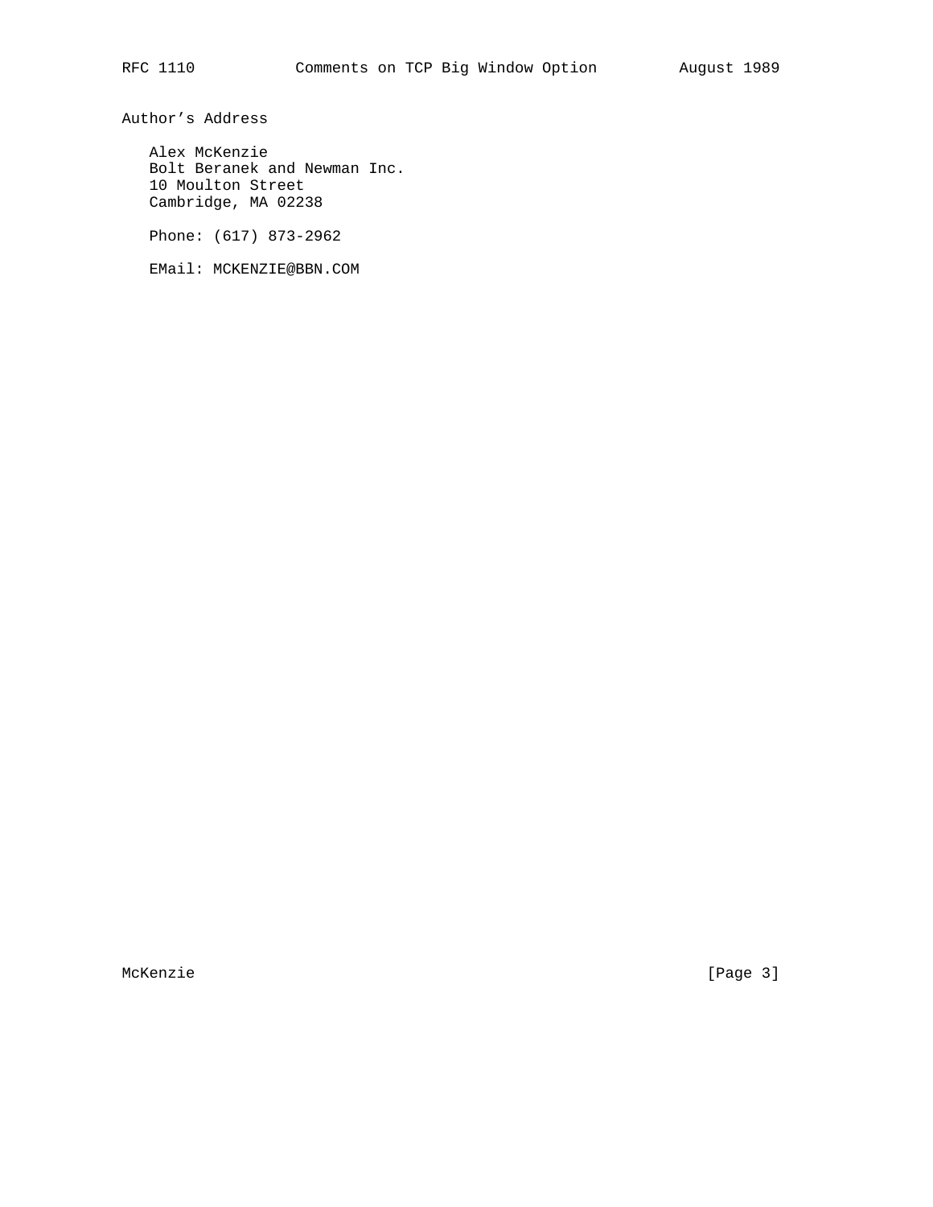## Author's Address

Alex McKenzie
Bolt Beranek and Newman Inc.
10 Moulton Street
Cambridge, MA 02238

Phone: (617) 873-2962

EMail: MCKENZIE@BBN.COM